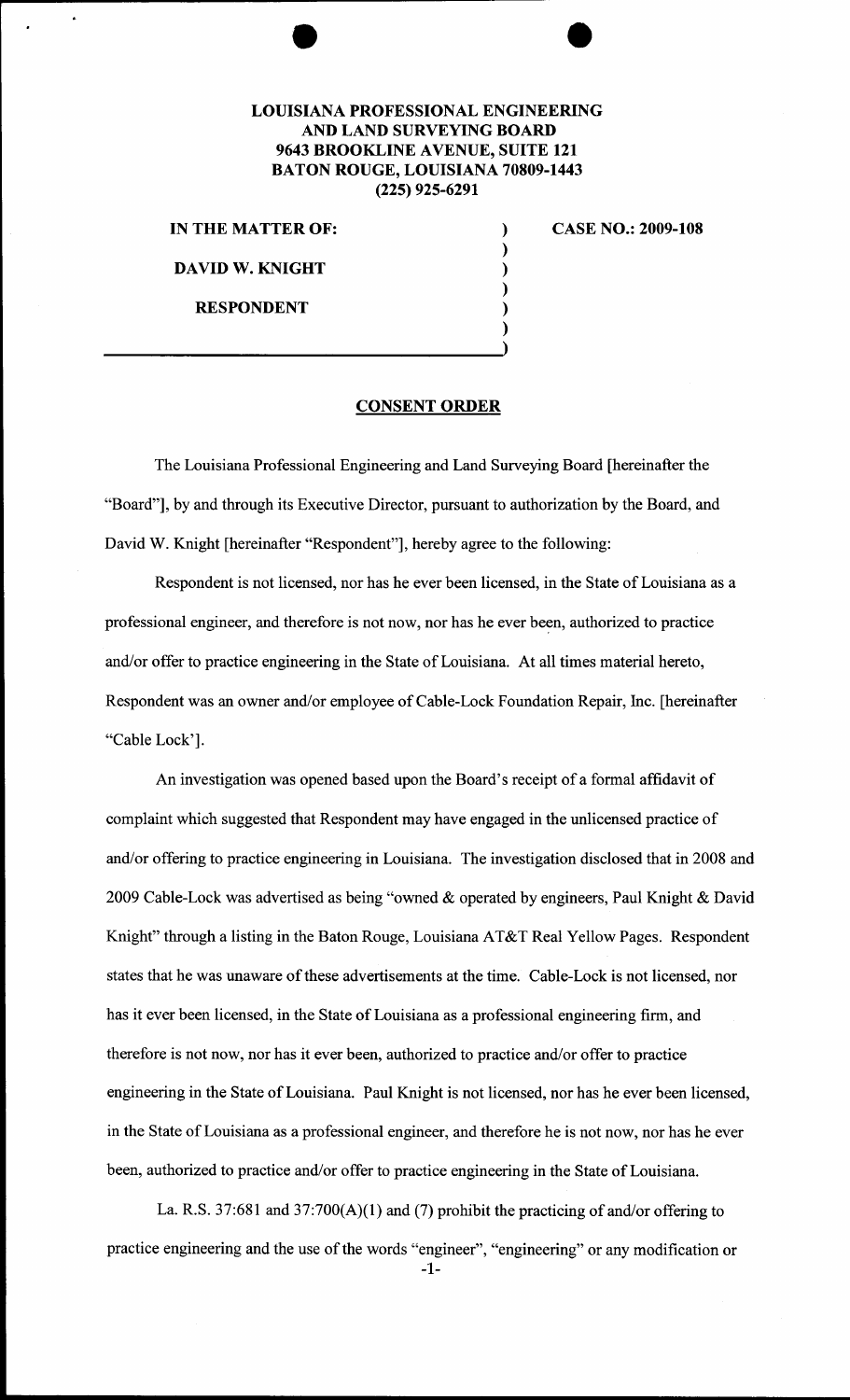**LOUISIANA PROFESSIONAL ENGINEERING AND LAND SURVEYING BOARD**
**9643 BROOKLINE AVENUE, SUITE 121**
**BATON ROUGE, LOUISIANA 70809-1443**
**(225) 925-6291**

**IN THE MATTER OF:**

**DAVID W. KNIGHT**

**RESPONDENT**

**CASE NO.: 2009-108**

## CONSENT ORDER

The Louisiana Professional Engineering and Land Surveying Board [hereinafter the "Board"], by and through its Executive Director, pursuant to authorization by the Board, and David W. Knight [hereinafter "Respondent"], hereby agree to the following:

Respondent is not licensed, nor has he ever been licensed, in the State of Louisiana as a professional engineer, and therefore is not now, nor has he ever been, authorized to practice and/or offer to practice engineering in the State of Louisiana. At all times material hereto, Respondent was an owner and/or employee of Cable-Lock Foundation Repair, Inc. [hereinafter "Cable Lock'].

An investigation was opened based upon the Board's receipt of a formal affidavit of complaint which suggested that Respondent may have engaged in the unlicensed practice of and/or offering to practice engineering in Louisiana. The investigation disclosed that in 2008 and 2009 Cable-Lock was advertised as being "owned & operated by engineers, Paul Knight & David Knight" through a listing in the Baton Rouge, Louisiana AT&T Real Yellow Pages. Respondent states that he was unaware of these advertisements at the time. Cable-Lock is not licensed, nor has it ever been licensed, in the State of Louisiana as a professional engineering firm, and therefore is not now, nor has it ever been, authorized to practice and/or offer to practice engineering in the State of Louisiana. Paul Knight is not licensed, nor has he ever been licensed, in the State of Louisiana as a professional engineer, and therefore he is not now, nor has he ever been, authorized to practice and/or offer to practice engineering in the State of Louisiana.

La. R.S. 37:681 and 37:700(A)(1) and (7) prohibit the practicing of and/or offering to practice engineering and the use of the words "engineer", "engineering" or any modification or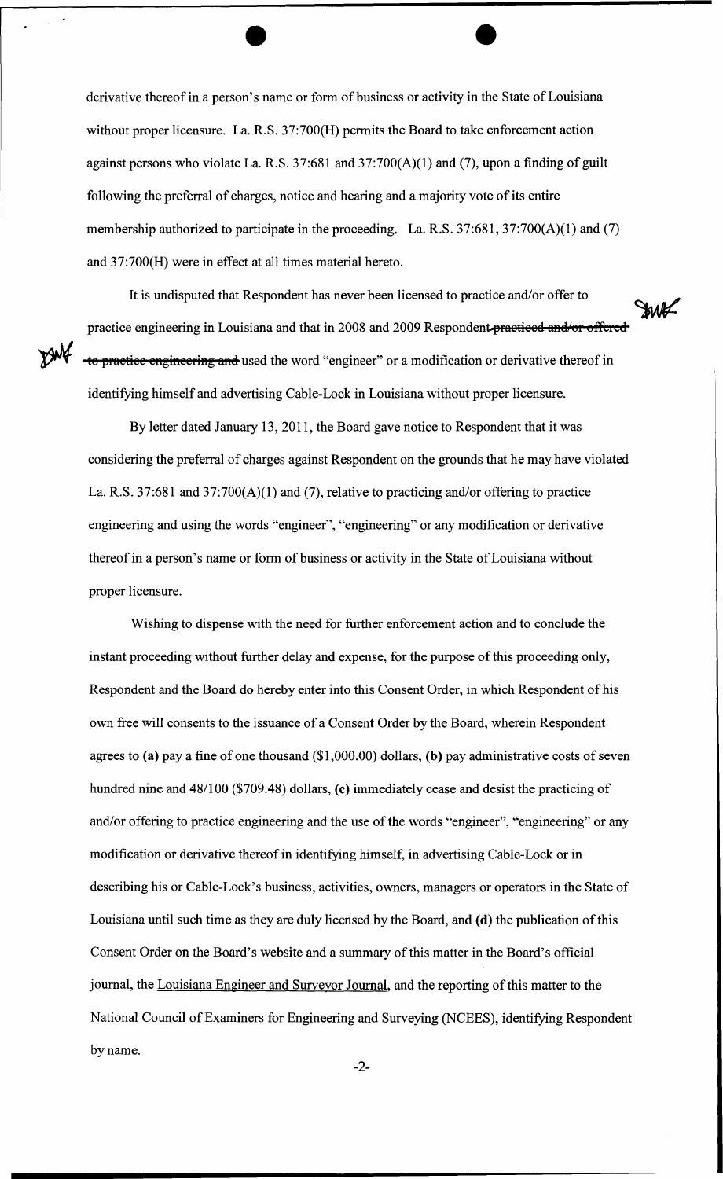derivative thereof in a person's name or form of business or activity in the State of Louisiana without proper licensure. La. R.S. 37:700(H) permits the Board to take enforcement action against persons who violate La. R.S. 37:681 and 37:700(A)(1) and (7), upon a finding of guilt following the preferral of charges, notice and hearing and a majority vote of its entire membership authorized to participate in the proceeding. La. R.S. 37:681, 37:700(A)(1) and (7) and 37:700(H) were in effect at all times material hereto.

It is undisputed that Respondent has never been licensed to practice and/or offer to practice engineering in Louisiana and that in 2008 and 2009 Respondent ~~practiced and/or offered to practice engineering and~~ used the word "engineer" or a modification or derivative thereof in identifying himself and advertising Cable-Lock in Louisiana without proper licensure.

By letter dated January 13, 2011, the Board gave notice to Respondent that it was considering the preferral of charges against Respondent on the grounds that he may have violated La. R.S. 37:681 and 37:700(A)(1) and (7), relative to practicing and/or offering to practice engineering and using the words "engineer", "engineering" or any modification or derivative thereof in a person's name or form of business or activity in the State of Louisiana without proper licensure.

Wishing to dispense with the need for further enforcement action and to conclude the instant proceeding without further delay and expense, for the purpose of this proceeding only, Respondent and the Board do hereby enter into this Consent Order, in which Respondent of his own free will consents to the issuance of a Consent Order by the Board, wherein Respondent agrees to **(a)** pay a fine of one thousand ($1,000.00) dollars, **(b)** pay administrative costs of seven hundred nine and 48/100 ($709.48) dollars, **(c)** immediately cease and desist the practicing of and/or offering to practice engineering and the use of the words "engineer", "engineering" or any modification or derivative thereof in identifying himself, in advertising Cable-Lock or in describing his or Cable-Lock's business, activities, owners, managers or operators in the State of Louisiana until such time as they are duly licensed by the Board, and **(d)** the publication of this Consent Order on the Board's website and a summary of this matter in the Board's official journal, the Louisiana Engineer and Surveyor Journal, and the reporting of this matter to the National Council of Examiners for Engineering and Surveying (NCEES), identifying Respondent by name.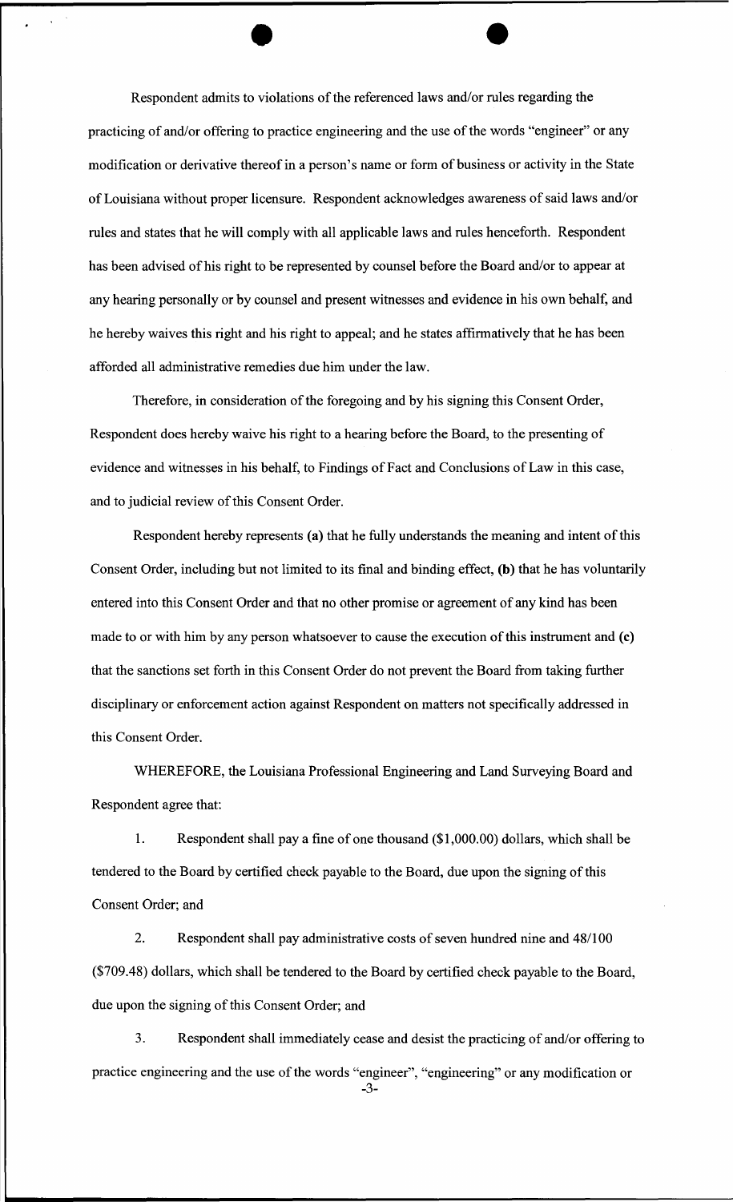Respondent admits to violations of the referenced laws and/or rules regarding the practicing of and/or offering to practice engineering and the use of the words "engineer" or any modification or derivative thereof in a person's name or form of business or activity in the State of Louisiana without proper licensure. Respondent acknowledges awareness of said laws and/or rules and states that he will comply with all applicable laws and rules henceforth. Respondent has been advised of his right to be represented by counsel before the Board and/or to appear at any hearing personally or by counsel and present witnesses and evidence in his own behalf, and he hereby waives this right and his right to appeal; and he states affirmatively that he has been afforded all administrative remedies due him under the law.

Therefore, in consideration of the foregoing and by his signing this Consent Order, Respondent does hereby waive his right to a hearing before the Board, to the presenting of evidence and witnesses in his behalf, to Findings of Fact and Conclusions of Law in this case, and to judicial review of this Consent Order.

Respondent hereby represents **(a)** that he fully understands the meaning and intent of this Consent Order, including but not limited to its final and binding effect, **(b)** that he has voluntarily entered into this Consent Order and that no other promise or agreement of any kind has been made to or with him by any person whatsoever to cause the execution of this instrument and **(c)** that the sanctions set forth in this Consent Order do not prevent the Board from taking further disciplinary or enforcement action against Respondent on matters not specifically addressed in this Consent Order.

WHEREFORE, the Louisiana Professional Engineering and Land Surveying Board and Respondent agree that:

1. Respondent shall pay a fine of one thousand ($1,000.00) dollars, which shall be tendered to the Board by certified check payable to the Board, due upon the signing of this Consent Order; and

2. Respondent shall pay administrative costs of seven hundred nine and 48/100 ($709.48) dollars, which shall be tendered to the Board by certified check payable to the Board, due upon the signing of this Consent Order; and

3. Respondent shall immediately cease and desist the practicing of and/or offering to practice engineering and the use of the words "engineer", "engineering" or any modification or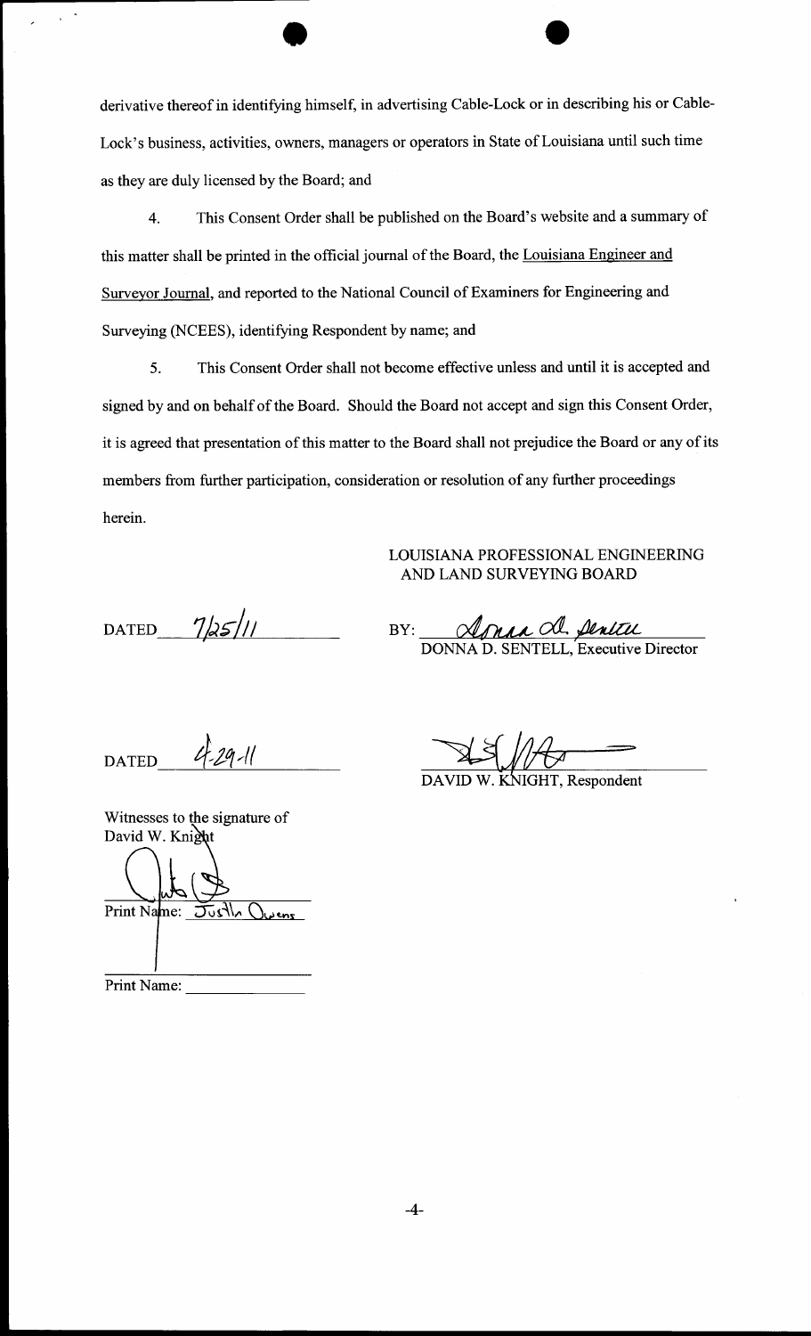derivative thereof in identifying himself, in advertising Cable-Lock or in describing his or Cable-Lock's business, activities, owners, managers or operators in State of Louisiana until such time as they are duly licensed by the Board; and

4. This Consent Order shall be published on the Board's website and a summary of this matter shall be printed in the official journal of the Board, the Louisiana Engineer and Surveyor Journal, and reported to the National Council of Examiners for Engineering and Surveying (NCEES), identifying Respondent by name; and

5. This Consent Order shall not become effective unless and until it is accepted and signed by and on behalf of the Board. Should the Board not accept and sign this Consent Order, it is agreed that presentation of this matter to the Board shall not prejudice the Board or any of its members from further participation, consideration or resolution of any further proceedings herein.

LOUISIANA PROFESSIONAL ENGINEERING AND LAND SURVEYING BOARD

DATED 7/25/11

BY: Donna D. Sentell
DONNA D. SENTELL, Executive Director

DATED 4-29-11

DAVID W. KNIGHT, Respondent

Witnesses to the signature of David W. Knight

Print Name: Justin Owens

Print Name: ______________